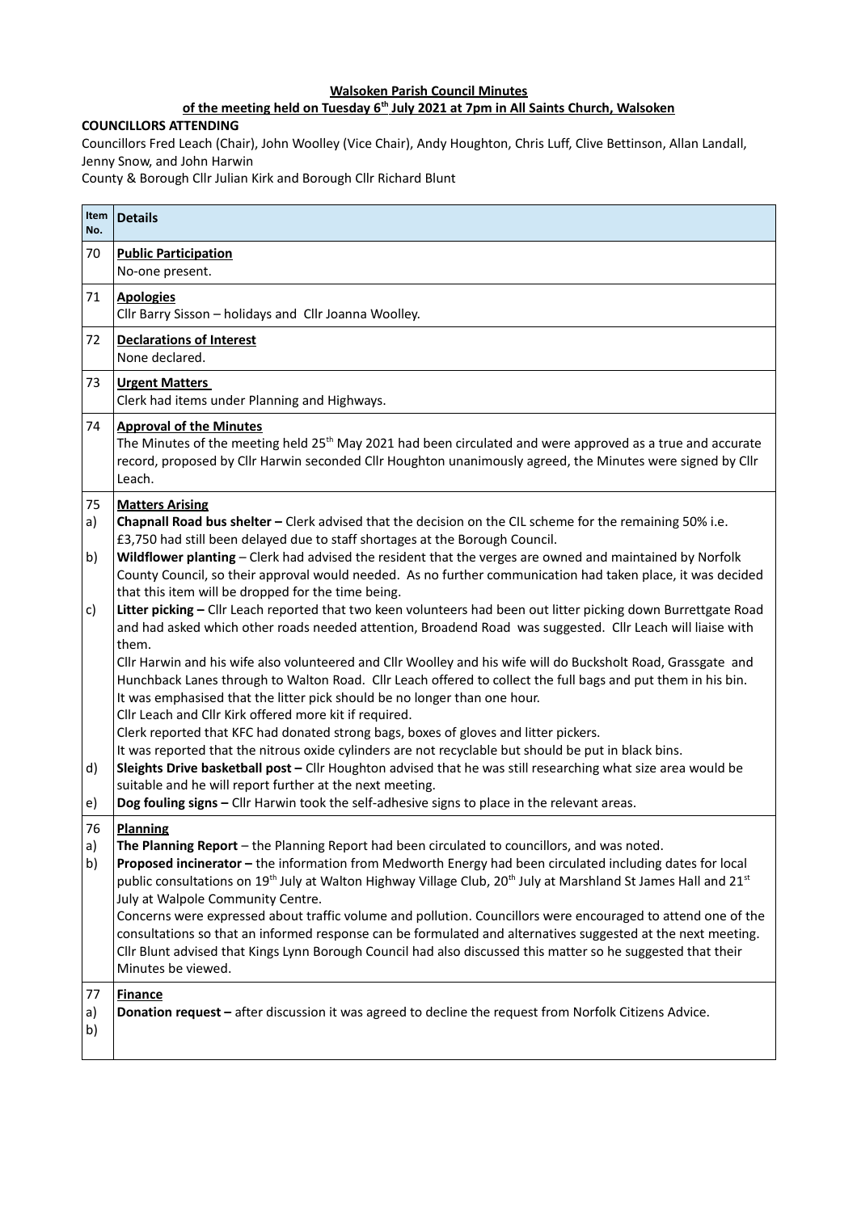**Walsoken Parish Council Minutes**

**of the meeting held on Tuesday 6th July 2021 at 7pm in All Saints Church, Walsoken**

**COUNCILLORS ATTENDING**

Councillors Fred Leach (Chair), John Woolley (Vice Chair), Andy Houghton, Chris Luff, Clive Bettinson, Allan Landall, Jenny Snow, and John Harwin

County & Borough Cllr Julian Kirk and Borough Cllr Richard Blunt

| Item No. | Details |
|---|---|
| 70 | **Public Participation**<br>No-one present. |
| 71 | **Apologies**<br>Cllr Barry Sisson – holidays and Cllr Joanna Woolley. |
| 72 | **Declarations of Interest**<br>None declared. |
| 73 | **Urgent Matters**<br>Clerk had items under Planning and Highways. |
| 74 | **Approval of the Minutes**<br>The Minutes of the meeting held 25th May 2021 had been circulated and were approved as a true and accurate record, proposed by Cllr Harwin seconded Cllr Houghton unanimously agreed, the Minutes were signed by Cllr Leach. |
| 75<br>a)<br><br>b)<br><br><br>c)<br><br><br><br><br><br><br><br><br>d)<br><br>e) | **Matters Arising**<br>**Chapnall Road bus shelter –** Clerk advised that the decision on the CIL scheme for the remaining 50% i.e. £3,750 had still been delayed due to staff shortages at the Borough Council.<br>**Wildflower planting** – Clerk had advised the resident that the verges are owned and maintained by Norfolk County Council, so their approval would needed. As no further communication had taken place, it was decided that this item will be dropped for the time being.<br>**Litter picking –** Cllr Leach reported that two keen volunteers had been out litter picking down Burrettgate Road and had asked which other roads needed attention, Broadend Road was suggested. Cllr Leach will liaise with them.<br>Cllr Harwin and his wife also volunteered and Cllr Woolley and his wife will do Bucksholt Road, Grassgate and Hunchback Lanes through to Walton Road. Cllr Leach offered to collect the full bags and put them in his bin.<br>It was emphasised that the litter pick should be no longer than one hour.<br>Cllr Leach and Cllr Kirk offered more kit if required.<br>Clerk reported that KFC had donated strong bags, boxes of gloves and litter pickers.<br>It was reported that the nitrous oxide cylinders are not recyclable but should be put in black bins.<br>**Sleights Drive basketball post –** Cllr Houghton advised that he was still researching what size area would be suitable and he will report further at the next meeting.<br>**Dog fouling signs –** Cllr Harwin took the self-adhesive signs to place in the relevant areas. |
| 76<br>a)<br>b) | **Planning**<br>**The Planning Report** – the Planning Report had been circulated to councillors, and was noted.<br>**Proposed incinerator –** the information from Medworth Energy had been circulated including dates for local public consultations on 19th July at Walton Highway Village Club, 20th July at Marshland St James Hall and 21st July at Walpole Community Centre.<br>Concerns were expressed about traffic volume and pollution. Councillors were encouraged to attend one of the consultations so that an informed response can be formulated and alternatives suggested at the next meeting.<br>Cllr Blunt advised that Kings Lynn Borough Council had also discussed this matter so he suggested that their Minutes be viewed. |
| 77<br>a)<br>b) | **Finance**<br>**Donation request –** after discussion it was agreed to decline the request from Norfolk Citizens Advice. |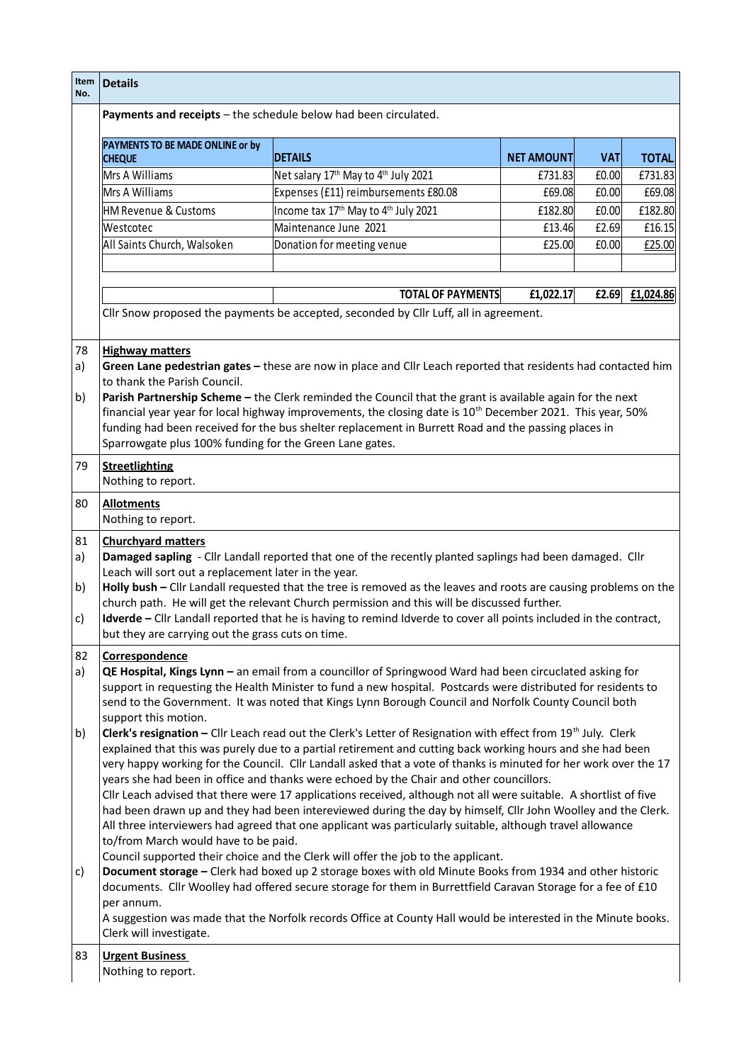| Item No. | Details |
|---|---|
| | **Payments and receipts** – the schedule below had been circulated. |

| PAYMENTS TO BE MADE ONLINE or by CHEQUE | DETAILS | NET AMOUNT | VAT | TOTAL |
|---|---|---|---|---|
| Mrs A Williams | Net salary 17th May to 4th July 2021 | £731.83 | £0.00 | £731.83 |
| Mrs A Williams | Expenses (£11) reimbursements £80.08 | £69.08 | £0.00 | £69.08 |
| HM Revenue & Customs | Income tax 17th May to 4th July 2021 | £182.80 | £0.00 | £182.80 |
| Westcotec | Maintenance June 2021 | £13.46 | £2.69 | £16.15 |
| All Saints Church, Walsoken | Donation for meeting venue | £25.00 | £0.00 | £25.00 |
| | | | | |
| | TOTAL OF PAYMENTS | £1,022.17 | £2.69 | £1,024.86 |

Cllr Snow proposed the payments be accepted, seconded by Cllr Luff, all in agreement.

| Item No. | Details |
|---|---|
| 78 | **Highway matters** |
| a) | **Green Lane pedestrian gates –** these are now in place and Cllr Leach reported that residents had contacted him to thank the Parish Council. |
| b) | **Parish Partnership Scheme –** the Clerk reminded the Council that the grant is available again for the next financial year year for local highway improvements, the closing date is 10th December 2021. This year, 50% funding had been received for the bus shelter replacement in Burrett Road and the passing places in Sparrowgate plus 100% funding for the Green Lane gates. |
| 79 | **Streetlighting**<br>Nothing to report. |
| 80 | **Allotments**<br>Nothing to report. |
| 81 | **Churchyard matters** |
| a) | **Damaged sapling** - Cllr Landall reported that one of the recently planted saplings had been damaged. Cllr Leach will sort out a replacement later in the year. |
| b) | **Holly bush –** Cllr Landall requested that the tree is removed as the leaves and roots are causing problems on the church path. He will get the relevant Church permission and this will be discussed further. |
| c) | **Idverde –** Cllr Landall reported that he is having to remind Idverde to cover all points included in the contract, but they are carrying out the grass cuts on time. |
| 82 | **Correspondence** |
| a) | **QE Hospital, Kings Lynn –** an email from a councillor of Springwood Ward had been circulated asking for support in requesting the Health Minister to fund a new hospital. Postcards were distributed for residents to send to the Government. It was noted that Kings Lynn Borough Council and Norfolk County Council both support this motion. |
| b) | **Clerk's resignation –** Cllr Leach read out the Clerk's Letter of Resignation with effect from 19th July. Clerk explained that this was purely due to a partial retirement and cutting back working hours and she had been very happy working for the Council. Cllr Landall asked that a vote of thanks is minuted for her work over the 17 years she had been in office and thanks were echoed by the Chair and other councillors.<br>Cllr Leach advised that there were 17 applications received, although not all were suitable. A shortlist of five had been drawn up and they had been intereviewed during the day by himself, Cllr John Woolley and the Clerk. All three interviewers had agreed that one applicant was particularly suitable, although travel allowance to/from March would have to be paid.<br>Council supported their choice and the Clerk will offer the job to the applicant. |
| c) | **Document storage –** Clerk had boxed up 2 storage boxes with old Minute Books from 1934 and other historic documents. Cllr Woolley had offered secure storage for them in Burrettfield Caravan Storage for a fee of £10 per annum.<br>A suggestion was made that the Norfolk records Office at County Hall would be interested in the Minute books. Clerk will investigate. |
| 83 | **Urgent Business**<br>Nothing to report. |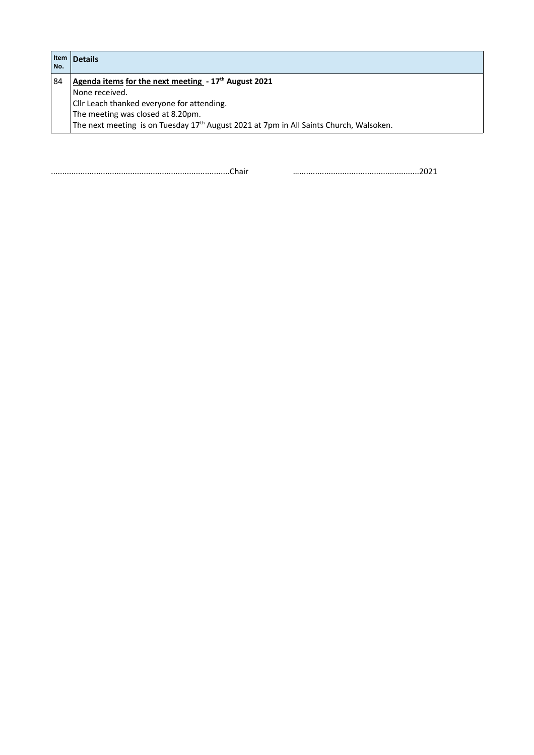| Item No. | Details |
|---|---|
| 84 | **Agenda items for the next meeting - 17th August 2021**<br>None received.<br>Cllr Leach thanked everyone for attending.<br>The meeting was closed at 8.20pm.<br>The next meeting is on Tuesday 17th August 2021 at 7pm in All Saints Church, Walsoken. |

..............................................................................Chair ……...............................................2021